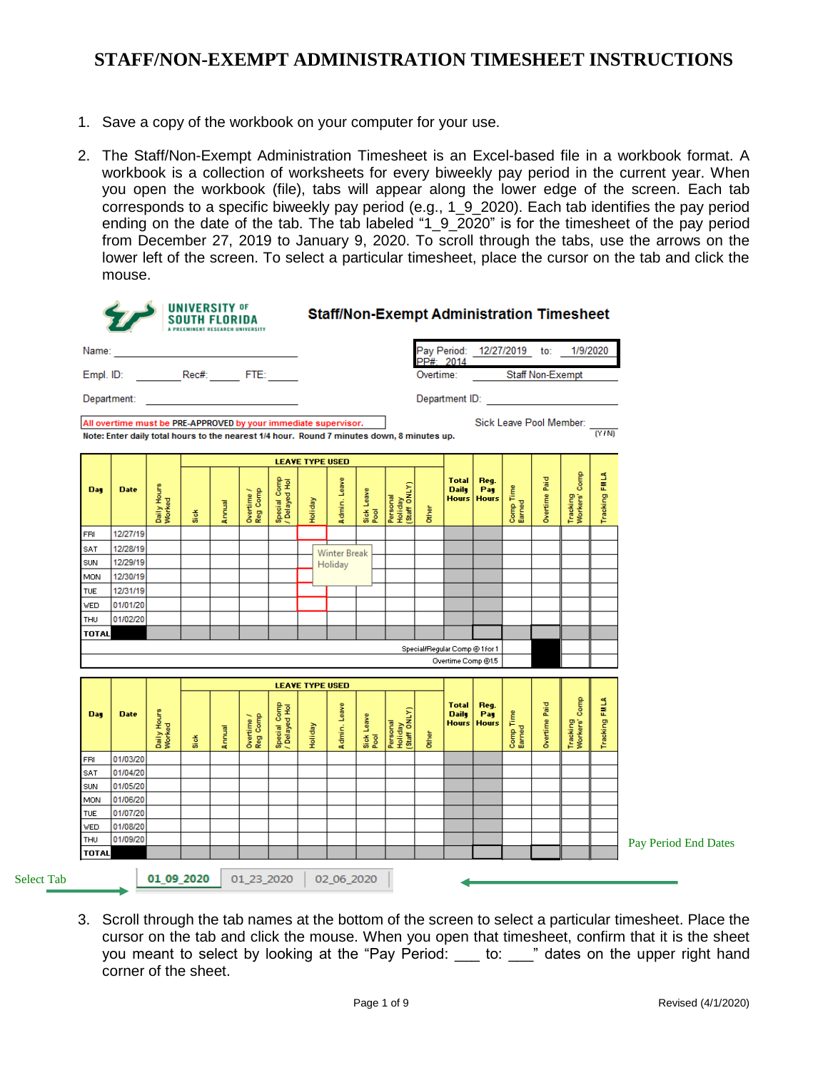# STAFF/NON-EXEMPT ADMINISTRATION TIMESHEET INSTRUCTIONS

1. Save a copy of the workbook on your computer for your use.

2. The Staff/Non-Exempt Administration Timesheet is an Excel-based file in a workbook format. A workbook is a collection of worksheets for every biweekly pay period in the current year. When you open the workbook (file), tabs will appear along the lower edge of the screen. Each tab corresponds to a specific biweekly pay period (e.g., 1_9_2020). Each tab identifies the pay period ending on the date of the tab. The tab labeled "1_9_2020" is for the timesheet of the pay period from December 27, 2019 to January 9, 2020. To scroll through the tabs, use the arrows on the lower left of the screen. To select a particular timesheet, place the cursor on the tab and click the mouse.

**UNIVERSITY OF SOUTH FLORIDA** — A PREEMINENT RESEARCH UNIVERSITY

**Staff/Non-Exempt Administration Timesheet**

Name: ____________________

Empl. ID: ________ Rec#: ______ FTE: ______

Department: ____________________

Pay Period: 12/27/2019 to: 1/9/2020
PP#: 2014

Overtime: Staff Non-Exempt

Department ID: ____________________

All overtime must be PRE-APPROVED by your immediate supervisor.

Sick Leave Pool Member: ____ (Y / N)

**Note: Enter daily total hours to the nearest 1/4 hour. Round 7 minutes down, 8 minutes up.**

| Day | Date | Daily Hours Worked | LEAVE TYPE USED: Sick | Annual | Overtime / Reg Comp | Special Comp / Delayed Hol | Holiday | Admin. Leave | Sick Leave Pool | Personal Holiday (Staff ONLY) | Other | Total Daily Hours | Reg. Pay Hours | Comp Time Earned | Overtime Paid | Tracking Workers' Comp | Tracking FMLA |
|---|---|---|---|---|---|---|---|---|---|---|---|---|---|---|---|---|---|
| FRI | 12/27/19 | | | | | | | | | | | | | | | | |
| SAT | 12/28/19 | | | | | | | | | | | | | | | | |
| SUN | 12/29/19 | | | | | | | | | | | | | | | | |
| MON | 12/30/19 | | | | | | | | | | | | | | | | |
| TUE | 12/31/19 | | | | | | | | | | | | | | | | |
| WED | 01/01/20 | | | | | | | | | | | | | | | | |
| THU | 01/02/20 | | | | | | | | | | | | | | | | |
| TOTAL | | | | | | | | | | | | | | | | | |

Winter Break Holiday

Special/Regular Comp @ 1 for 1

Overtime Comp @1.5

| Day | Date | Daily Hours Worked | LEAVE TYPE USED: Sick | Annual | Overtime / Reg Comp | Special Comp / Delayed Hol | Holiday | Admin. Leave | Sick Leave Pool | Personal Holiday (Staff ONLY) | Other | Total Daily Hours | Reg. Pay Hours | Comp Time Earned | Overtime Paid | Tracking Workers' Comp | Tracking FMLA |
|---|---|---|---|---|---|---|---|---|---|---|---|---|---|---|---|---|---|
| FRI | 01/03/20 | | | | | | | | | | | | | | | | |
| SAT | 01/04/20 | | | | | | | | | | | | | | | | |
| SUN | 01/05/20 | | | | | | | | | | | | | | | | |
| MON | 01/06/20 | | | | | | | | | | | | | | | | |
| TUE | 01/07/20 | | | | | | | | | | | | | | | | |
| WED | 01/08/20 | | | | | | | | | | | | | | | | |
| THU | 01/09/20 | | | | | | | | | | | | | | | | |
| TOTAL | | | | | | | | | | | | | | | | | |

Pay Period End Dates

Select Tab → | 01_09_2020 | 01_23_2020 | 02_06_2020 |

3. Scroll through the tab names at the bottom of the screen to select a particular timesheet. Place the cursor on the tab and click the mouse. When you open that timesheet, confirm that it is the sheet you meant to select by looking at the "Pay Period: ___ to: ___" dates on the upper right hand corner of the sheet.

Revised (4/1/2020)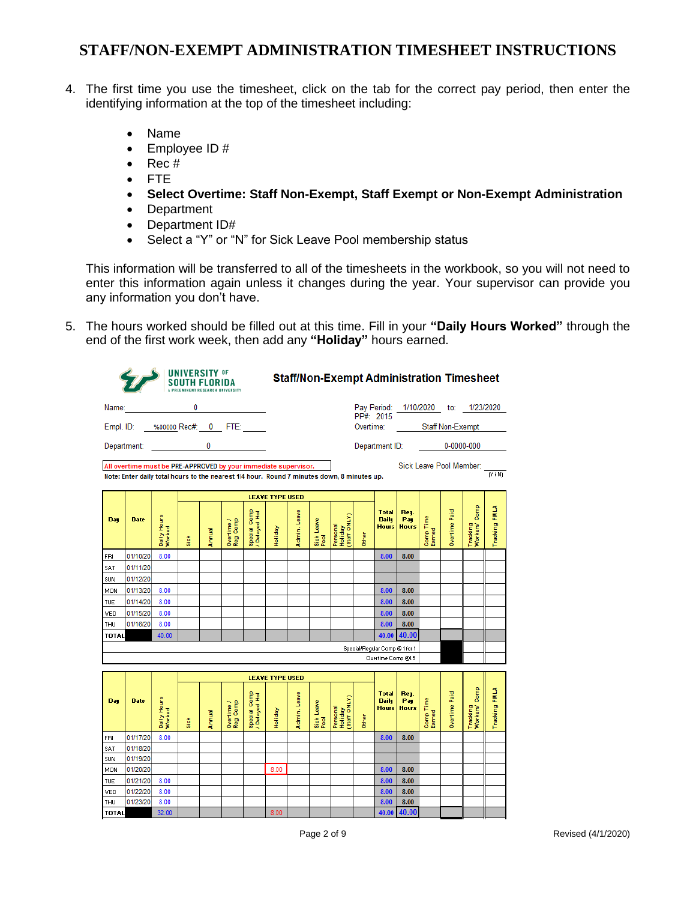# STAFF/NON-EXEMPT ADMINISTRATION TIMESHEET INSTRUCTIONS

4. The first time you use the timesheet, click on the tab for the correct pay period, then enter the identifying information at the top of the timesheet including:

   - Name
   - Employee ID #
   - Rec #
   - FTE
   - **Select Overtime: Staff Non-Exempt, Staff Exempt or Non-Exempt Administration**
   - Department
   - Department ID#
   - Select a "Y" or "N" for Sick Leave Pool membership status

   This information will be transferred to all of the timesheets in the workbook, so you will not need to enter this information again unless it changes during the year. Your supervisor can provide you any information you don't have.

5. The hours worked should be filled out at this time. Fill in your **"Daily Hours Worked"** through the end of the first work week, then add any **"Holiday"** hours earned.

UNIVERSITY OF SOUTH FLORIDA
A PREEMINENT RESEARCH UNIVERSITY

**Staff/Non-Exempt Administration Timesheet**

Name: 0

Empl. ID: %00000 Rec#: 0 FTE:

Department: 0

Pay Period: 1/10/2020 to: 1/23/2020
PP#: 2015

Overtime: Staff Non-Exempt

Department ID: 0-0000-000

All overtime must be PRE-APPROVED by your immediate supervisor.

Sick Leave Pool Member: (Y / N)

Note: Enter daily total hours to the nearest 1/4 hour. Round 7 minutes down, 8 minutes up.

| Day | Date | Daily Hours Worked | LEAVE TYPE USED | | | | | | | | | Total Daily Hours | Reg. Pay Hours | Comp Time Earned | Overtime Paid | Tracking Workers' Comp | Tracking FMLA |
|---|---|---|---|---|---|---|---|---|---|---|---|---|---|---|---|---|---|
| | | | Sick | Annual | Overtime / Reg Comp | Special Comp / Delayed Hol | Holiday | Admin. Leave | Sick Leave Pool | Personal Holiday (Staff ONLY) | Other | | | | | | |
| FRI | 01/10/20 | 8.00 | | | | | | | | | | 8.00 | 8.00 | | | | |
| SAT | 01/11/20 | | | | | | | | | | | | | | | | |
| SUN | 01/12/20 | | | | | | | | | | | | | | | | |
| MON | 01/13/20 | 8.00 | | | | | | | | | | 8.00 | 8.00 | | | | |
| TUE | 01/14/20 | 8.00 | | | | | | | | | | 8.00 | 8.00 | | | | |
| WED | 01/15/20 | 8.00 | | | | | | | | | | 8.00 | 8.00 | | | | |
| THU | 01/16/20 | 8.00 | | | | | | | | | | 8.00 | 8.00 | | | | |
| TOTAL | | 40.00 | | | | | | | | | | 40.00 | 40.00 | | | | |
| | | | | | | | | | | | Special/Regular Comp @ 1 for 1 | | | | | | |
| | | | | | | | | | | | Overtime Comp @1.5 | | | | | | |

| Day | Date | Daily Hours Worked | LEAVE TYPE USED | | | | | | | | | Total Daily Hours | Reg. Pay Hours | Comp Time Earned | Overtime Paid | Tracking Workers' Comp | Tracking FMLA |
|---|---|---|---|---|---|---|---|---|---|---|---|---|---|---|---|---|---|
| | | | Sick | Annual | Overtime / Reg Comp | Special Comp / Delayed Hol | Holiday | Admin. Leave | Sick Leave Pool | Personal Holiday (Staff ONLY) | Other | | | | | | |
| FRI | 01/17/20 | 8.00 | | | | | | | | | | 8.00 | 8.00 | | | | |
| SAT | 01/18/20 | | | | | | | | | | | | | | | | |
| SUN | 01/19/20 | | | | | | | | | | | | | | | | |
| MON | 01/20/20 | | | | | | 8.00 | | | | | 8.00 | 8.00 | | | | |
| TUE | 01/21/20 | 8.00 | | | | | | | | | | 8.00 | 8.00 | | | | |
| WED | 01/22/20 | 8.00 | | | | | | | | | | 8.00 | 8.00 | | | | |
| THU | 01/23/20 | 8.00 | | | | | | | | | | 8.00 | 8.00 | | | | |
| TOTAL | | 32.00 | | | | | 8.00 | | | | | 40.00 | 40.00 | | | | |

Revised (4/1/2020)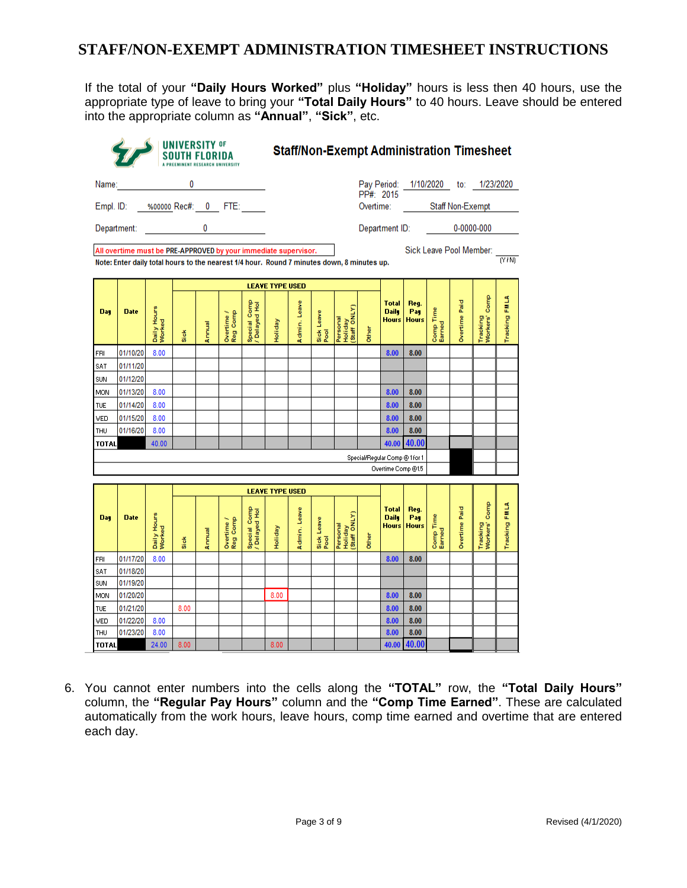# STAFF/NON-EXEMPT ADMINISTRATION TIMESHEET INSTRUCTIONS

If the total of your **"Daily Hours Worked"** plus **"Holiday"** hours is less then 40 hours, use the appropriate type of leave to bring your **"Total Daily Hours"** to 40 hours. Leave should be entered into the appropriate column as **"Annual"**, **"Sick"**, etc.

UNIVERSITY OF SOUTH FLORIDA
A PREEMINENT RESEARCH UNIVERSITY

**Staff/Non-Exempt Administration Timesheet**

Name: 0 | Pay Period: 1/10/2020 to: 1/23/2020
PP#: 2015
Empl. ID: %00000 Rec#: 0 FTE: | Overtime: Staff Non-Exempt
Department: 0 | Department ID: 0-0000-000

All overtime must be PRE-APPROVED by your immediate supervisor. | Sick Leave Pool Member: (Y/N)

Note: Enter daily total hours to the nearest 1/4 hour. Round 7 minutes down, 8 minutes up.

| Day | Date | Daily Hours Worked | LEAVE TYPE USED Sick | Annual | Overtime / Reg Comp | Special Comp / Delayed Hol | Holiday | Admin. Leave | Sick Leave Pool | Personal Holiday (Staff ONLY) | Other | Total Daily Hours | Reg. Pay Hours | Comp Time Earned | Overtime Paid | Tracking Workers' Comp | Tracking FMLA |
|---|---|---|---|---|---|---|---|---|---|---|---|---|---|---|---|---|---|
| FRI | 01/10/20 | 8.00 | | | | | | | | | | 8.00 | 8.00 | | | | |
| SAT | 01/11/20 | | | | | | | | | | | | | | | | |
| SUN | 01/12/20 | | | | | | | | | | | | | | | | |
| MON | 01/13/20 | 8.00 | | | | | | | | | | 8.00 | 8.00 | | | | |
| TUE | 01/14/20 | 8.00 | | | | | | | | | | 8.00 | 8.00 | | | | |
| WED | 01/15/20 | 8.00 | | | | | | | | | | 8.00 | 8.00 | | | | |
| THU | 01/16/20 | 8.00 | | | | | | | | | | 8.00 | 8.00 | | | | |
| TOTAL | | 40.00 | | | | | | | | | | 40.00 | 40.00 | | | | |
| | | | | | | | | | | | | | Special/Regular Comp @ 1 for 1 | | | | |
| | | | | | | | | | | | | | Overtime Comp @1.5 | | | | |

| Day | Date | Daily Hours Worked | LEAVE TYPE USED Sick | Annual | Overtime / Reg Comp | Special Comp / Delayed Hol | Holiday | Admin. Leave | Sick Leave Pool | Personal Holiday (Staff ONLY) | Other | Total Daily Hours | Reg. Pay Hours | Comp Time Earned | Overtime Paid | Tracking Workers' Comp | Tracking FMLA |
|---|---|---|---|---|---|---|---|---|---|---|---|---|---|---|---|---|---|
| FRI | 01/17/20 | 8.00 | | | | | | | | | | 8.00 | 8.00 | | | | |
| SAT | 01/18/20 | | | | | | | | | | | | | | | | |
| SUN | 01/19/20 | | | | | | | | | | | | | | | | |
| MON | 01/20/20 | | | | | | 8.00 | | | | | 8.00 | 8.00 | | | | |
| TUE | 01/21/20 | | 8.00 | | | | | | | | | 8.00 | 8.00 | | | | |
| WED | 01/22/20 | 8.00 | | | | | | | | | | 8.00 | 8.00 | | | | |
| THU | 01/23/20 | 8.00 | | | | | | | | | | 8.00 | 8.00 | | | | |
| TOTAL | | 24.00 | 8.00 | | | | 8.00 | | | | | 40.00 | 40.00 | | | | |

6. You cannot enter numbers into the cells along the **"TOTAL"** row, the **"Total Daily Hours"** column, the **"Regular Pay Hours"** column and the **"Comp Time Earned"**. These are calculated automatically from the work hours, leave hours, comp time earned and overtime that are entered each day.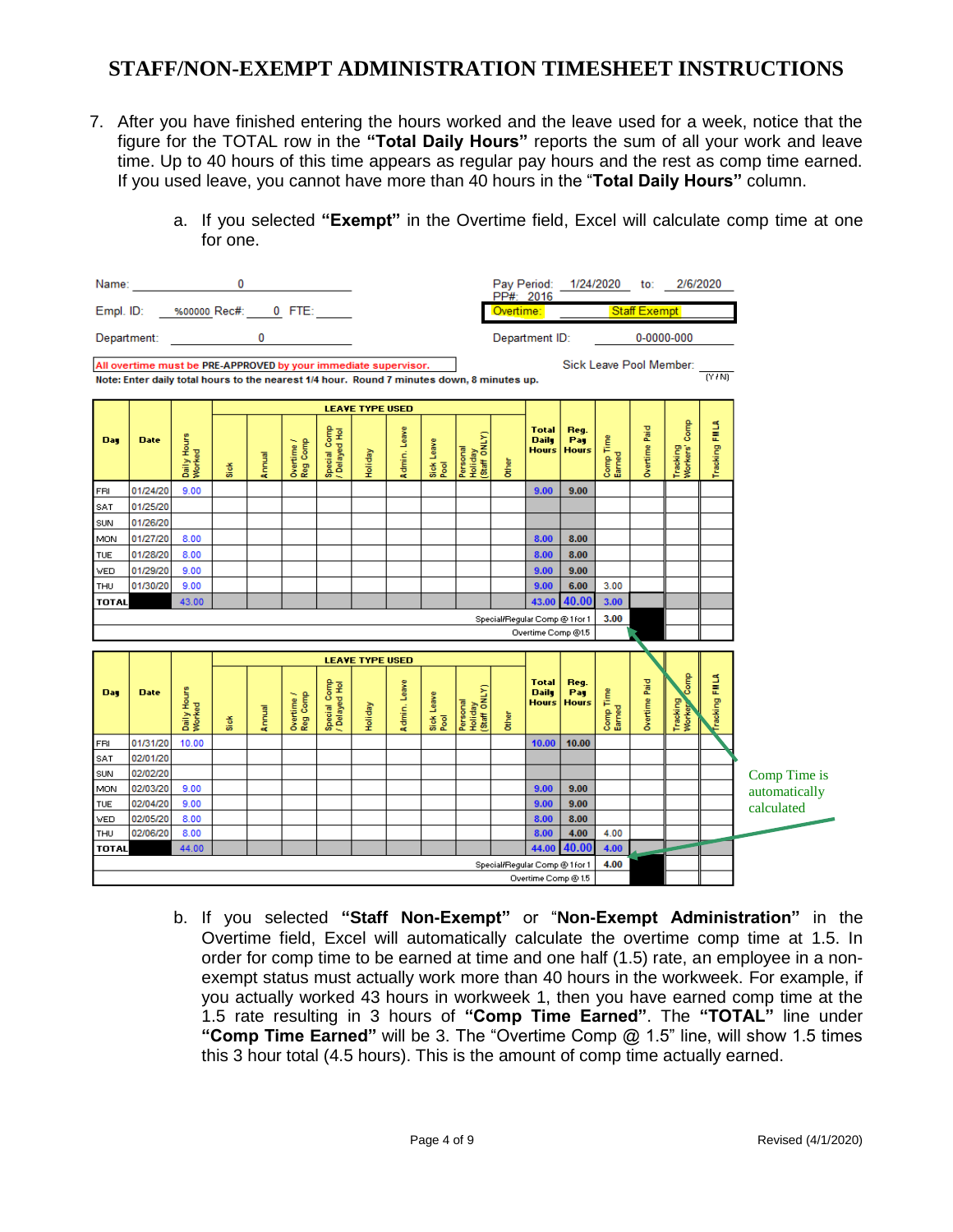# STAFF/NON-EXEMPT ADMINISTRATION TIMESHEET INSTRUCTIONS

7. After you have finished entering the hours worked and the leave used for a week, notice that the figure for the TOTAL row in the **"Total Daily Hours"** reports the sum of all your work and leave time. Up to 40 hours of this time appears as regular pay hours and the rest as comp time earned. If you used leave, you cannot have more than 40 hours in the "**Total Daily Hours"** column.

   a. If you selected **"Exempt"** in the Overtime field, Excel will calculate comp time at one for one.

Name: 0 | Pay Period: 1/24/2020 to: 2/6/2020 | PP#: 2016

Empl. ID: %00000 Rec#: 0 FTE: | Overtime: Staff Exempt

Department: 0 | Department ID: 0-0000-000

All overtime must be PRE-APPROVED by your immediate supervisor. | Sick Leave Pool Member: (Y / N)

Note: Enter daily total hours to the nearest 1/4 hour. Round 7 minutes down, 8 minutes up.

| Day | Date | Daily Hours Worked | LEAVE TYPE USED | | | | | | | | | Total Daily Hours | Reg. Pay Hours | Comp Time Earned | Overtime Paid | Tracking Workers' Comp | Tracking FMLA |
|---|---|---|---|---|---|---|---|---|---|---|---|---|---|---|---|---|---|
| | | | Sick | Annual | Overtime / Reg Comp | Special Comp / Delayed Hol | Holiday | Admin. Leave | Sick Leave Pool | Personal Holiday (Staff ONLY) | Other | | | | | | |
| FRI | 01/24/20 | 9.00 | | | | | | | | | | 9.00 | 9.00 | | | | |
| SAT | 01/25/20 | | | | | | | | | | | | | | | | |
| SUN | 01/26/20 | | | | | | | | | | | | | | | | |
| MON | 01/27/20 | 8.00 | | | | | | | | | | 8.00 | 8.00 | | | | |
| TUE | 01/28/20 | 8.00 | | | | | | | | | | 8.00 | 8.00 | | | | |
| WED | 01/29/20 | 9.00 | | | | | | | | | | 9.00 | 9.00 | | | | |
| THU | 01/30/20 | 9.00 | | | | | | | | | | 9.00 | 6.00 | 3.00 | | | |
| TOTAL | | 43.00 | | | | | | | | | | 43.00 | 40.00 | 3.00 | | | |
| | | | | | | | | | | Special/Regular Comp @ 1 for 1 | | | | 3.00 | | | |
| | | | | | | | | | | Overtime Comp @1.5 | | | | | | | |

| Day | Date | Daily Hours Worked | LEAVE TYPE USED | | | | | | | | | Total Daily Hours | Reg. Pay Hours | Comp Time Earned | Overtime Paid | Tracking Workers' Comp | Tracking FMLA |
|---|---|---|---|---|---|---|---|---|---|---|---|---|---|---|---|---|---|
| | | | Sick | Annual | Overtime / Reg Comp | Special Comp / Delayed Hol | Holiday | Admin. Leave | Sick Leave Pool | Personal Holiday (Staff ONLY) | Other | | | | | | |
| FRI | 01/31/20 | 10.00 | | | | | | | | | | 10.00 | 10.00 | | | | |
| SAT | 02/01/20 | | | | | | | | | | | | | | | | |
| SUN | 02/02/20 | | | | | | | | | | | | | | | | |
| MON | 02/03/20 | 9.00 | | | | | | | | | | 9.00 | 9.00 | | | | |
| TUE | 02/04/20 | 9.00 | | | | | | | | | | 9.00 | 9.00 | | | | |
| WED | 02/05/20 | 8.00 | | | | | | | | | | 8.00 | 8.00 | | | | |
| THU | 02/06/20 | 8.00 | | | | | | | | | | 8.00 | 4.00 | 4.00 | | | |
| TOTAL | | 44.00 | | | | | | | | | | 44.00 | 40.00 | 4.00 | | | |
| | | | | | | | | | | Special/Regular Comp @ 1 for 1 | | | | 4.00 | | | |
| | | | | | | | | | | Overtime Comp @ 1.5 | | | | | | | |

Comp Time is automatically calculated

   b. If you selected **"Staff Non-Exempt"** or "**Non-Exempt Administration"** in the Overtime field, Excel will automatically calculate the overtime comp time at 1.5. In order for comp time to be earned at time and one half (1.5) rate, an employee in a non-exempt status must actually work more than 40 hours in the workweek. For example, if you actually worked 43 hours in workweek 1, then you have earned comp time at the 1.5 rate resulting in 3 hours of **"Comp Time Earned"**. The **"TOTAL"** line under **"Comp Time Earned"** will be 3. The "Overtime Comp @ 1.5" line, will show 1.5 times this 3 hour total (4.5 hours). This is the amount of comp time actually earned.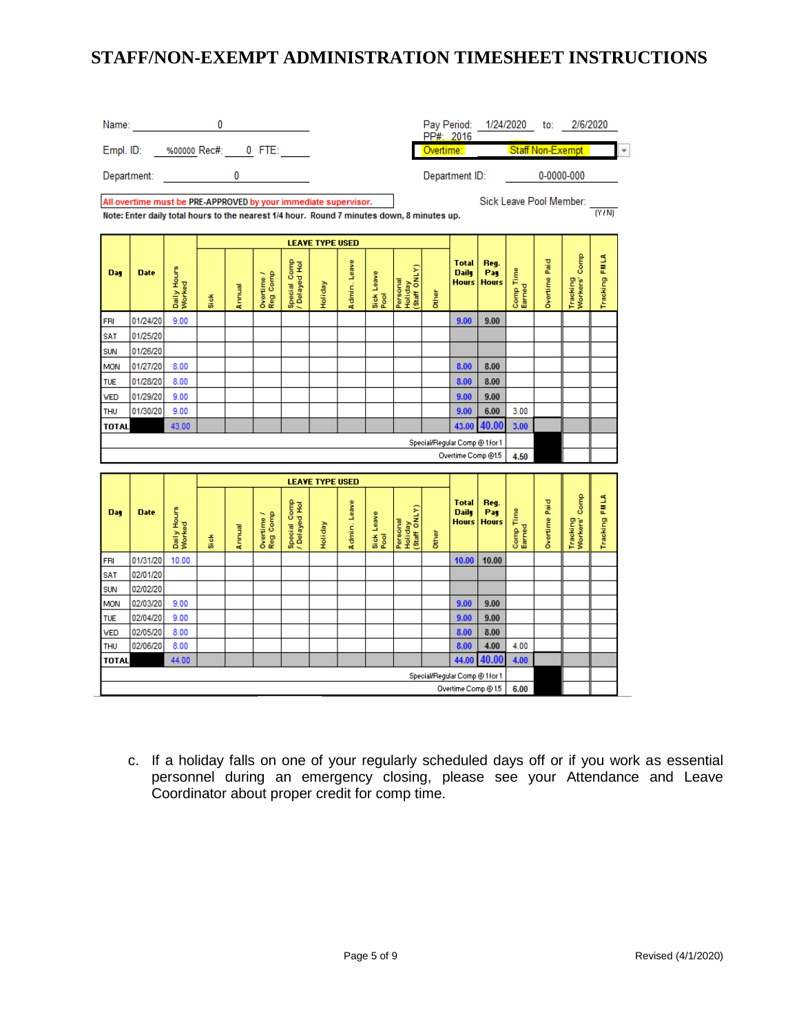# STAFF/NON-EXEMPT ADMINISTRATION TIMESHEET INSTRUCTIONS

Name: 0

Pay Period: 1/24/2020 to: 2/6/2020

PP#: 2016

Empl. ID: %00000 Rec#: 0 FTE:

Overtime: Staff Non-Exempt

Department: 0

Department ID: 0-0000-000

All overtime must be PRE-APPROVED by your immediate supervisor.

Sick Leave Pool Member: (Y / N)

Note: Enter daily total hours to the nearest 1/4 hour. Round 7 minutes down, 8 minutes up.

| Day | Date | Daily Hours Worked | LEAVE TYPE USED: Sick | Annual | Overtime / Reg Comp | Special Comp / Delayed Hol | Holiday | Admin. Leave | Sick Leave Pool | Personal Holiday (Staff ONLY) | Other | Total Daily Hours | Reg. Pay Hours | Comp Time Earned | Overtime Paid | Tracking Workers' Comp | Tracking FMLA |
|---|---|---|---|---|---|---|---|---|---|---|---|---|---|---|---|---|---|
| FRI | 01/24/20 | 9.00 | | | | | | | | | | 9.00 | 9.00 | | | | |
| SAT | 01/25/20 | | | | | | | | | | | | | | | | |
| SUN | 01/26/20 | | | | | | | | | | | | | | | | |
| MON | 01/27/20 | 8.00 | | | | | | | | | | 8.00 | 8.00 | | | | |
| TUE | 01/28/20 | 8.00 | | | | | | | | | | 8.00 | 8.00 | | | | |
| WED | 01/29/20 | 9.00 | | | | | | | | | | 9.00 | 9.00 | | | | |
| THU | 01/30/20 | 9.00 | | | | | | | | | | 9.00 | 6.00 | 3.00 | | | |
| TOTAL | | 43.00 | | | | | | | | | | 43.00 | 40.00 | 3.00 | | | |
| | | | | | | | | | | | Special/Regular Comp @ 1 for 1 | | | | | | |
| | | | | | | | | | | | Overtime Comp @ 1.5 | | | 4.50 | | | |

| Day | Date | Daily Hours Worked | LEAVE TYPE USED: Sick | Annual | Overtime / Reg Comp | Special Comp / Delayed Hol | Holiday | Admin. Leave | Sick Leave Pool | Personal Holiday (Staff ONLY) | Other | Total Daily Hours | Reg. Pay Hours | Comp Time Earned | Overtime Paid | Tracking Workers' Comp | Tracking FMLA |
|---|---|---|---|---|---|---|---|---|---|---|---|---|---|---|---|---|---|
| FRI | 01/31/20 | 10.00 | | | | | | | | | | 10.00 | 10.00 | | | | |
| SAT | 02/01/20 | | | | | | | | | | | | | | | | |
| SUN | 02/02/20 | | | | | | | | | | | | | | | | |
| MON | 02/03/20 | 9.00 | | | | | | | | | | 9.00 | 9.00 | | | | |
| TUE | 02/04/20 | 9.00 | | | | | | | | | | 9.00 | 9.00 | | | | |
| WED | 02/05/20 | 8.00 | | | | | | | | | | 8.00 | 8.00 | | | | |
| THU | 02/06/20 | 8.00 | | | | | | | | | | 8.00 | 4.00 | 4.00 | | | |
| TOTAL | | 44.00 | | | | | | | | | | 44.00 | 40.00 | 4.00 | | | |
| | | | | | | | | | | | Special/Regular Comp @ 1 for 1 | | | | | | |
| | | | | | | | | | | | Overtime Comp @ 1.5 | | | 6.00 | | | |

c. If a holiday falls on one of your regularly scheduled days off or if you work as essential personnel during an emergency closing, please see your Attendance and Leave Coordinator about proper credit for comp time.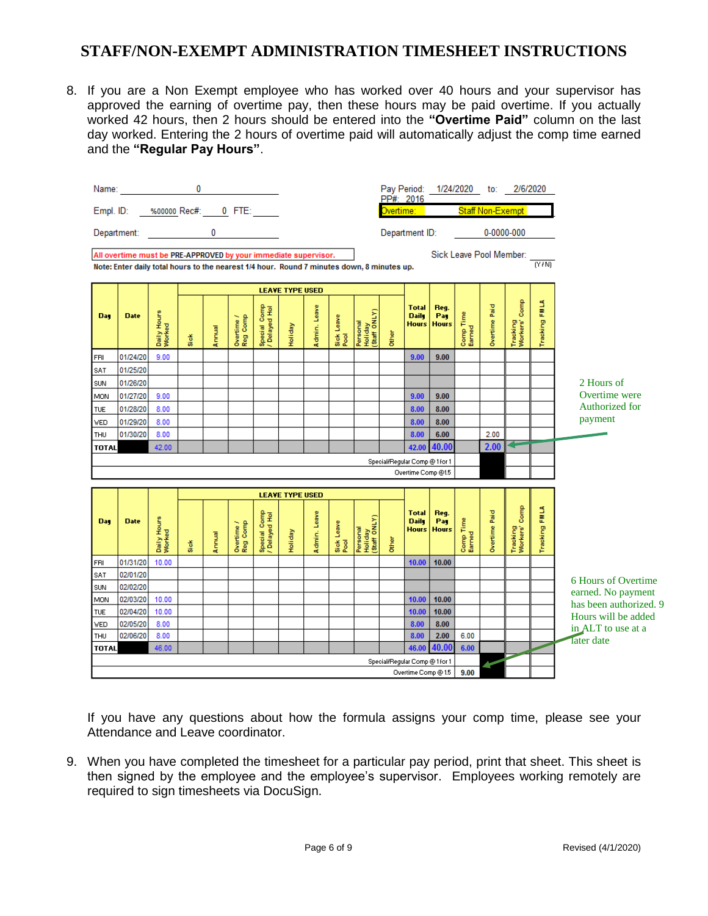# STAFF/NON-EXEMPT ADMINISTRATION TIMESHEET INSTRUCTIONS

8. If you are a Non Exempt employee who has worked over 40 hours and your supervisor has approved the earning of overtime pay, then these hours may be paid overtime. If you actually worked 42 hours, then 2 hours should be entered into the **"Overtime Paid"** column on the last day worked. Entering the 2 hours of overtime paid will automatically adjust the comp time earned and the **"Regular Pay Hours"**.

Name: 0

Empl. ID: %00000 Rec#: 0 FTE:

Department: 0

Pay Period: 1/24/2020 to: 2/6/2020

PP#: 2016

Overtime: Staff Non-Exempt

Department ID: 0-0000-000

All overtime must be PRE-APPROVED by your immediate supervisor.

Sick Leave Pool Member: (Y/N)

Note: Enter daily total hours to the nearest 1/4 hour. Round 7 minutes down, 8 minutes up.

| Day | Date | Daily Hours Worked | LEAVE TYPE USED | | | | | | | | | Total Daily Hours | Reg. Pay Hours | Comp Time Earned | Overtime Paid | Tracking Workers' Comp | Tracking FMLA |
|---|---|---|---|---|---|---|---|---|---|---|---|---|---|---|---|---|---|
| | | | Sick | Annual | Overtime / Reg Comp | Special Comp / Delayed Hol | Holiday | Admin. Leave | Sick Leave Pool | Personal Holiday (Staff ONLY) | Other | | | | | | |
| FRI | 01/24/20 | 9.00 | | | | | | | | | | 9.00 | 9.00 | | | | |
| SAT | 01/25/20 | | | | | | | | | | | | | | | | |
| SUN | 01/26/20 | | | | | | | | | | | | | | | | |
| MON | 01/27/20 | 9.00 | | | | | | | | | | 9.00 | 9.00 | | | | |
| TUE | 01/28/20 | 8.00 | | | | | | | | | | 8.00 | 8.00 | | | | |
| WED | 01/29/20 | 8.00 | | | | | | | | | | 8.00 | 8.00 | | | | |
| THU | 01/30/20 | 8.00 | | | | | | | | | | 8.00 | 6.00 | | 2.00 | | |
| TOTAL | | 42.00 | | | | | | | | | | 42.00 | 40.00 | | 2.00 | | |
| | | | | | | | | | | | Special/Regular Comp @ 1 for 1 | | | | | | |
| | | | | | | | | | | | Overtime Comp @ 1.5 | | | | | | |

2 Hours of Overtime were Authorized for payment

| Day | Date | Daily Hours Worked | LEAVE TYPE USED | | | | | | | | | Total Daily Hours | Reg. Pay Hours | Comp Time Earned | Overtime Paid | Tracking Workers' Comp | Tracking FMLA |
|---|---|---|---|---|---|---|---|---|---|---|---|---|---|---|---|---|---|
| | | | Sick | Annual | Overtime / Reg Comp | Special Comp / Delayed Hol | Holiday | Admin. Leave | Sick Leave Pool | Personal Holiday (Staff ONLY) | Other | | | | | | |
| FRI | 01/31/20 | 10.00 | | | | | | | | | | 10.00 | 10.00 | | | | |
| SAT | 02/01/20 | | | | | | | | | | | | | | | | |
| SUN | 02/02/20 | | | | | | | | | | | | | | | | |
| MON | 02/03/20 | 10.00 | | | | | | | | | | 10.00 | 10.00 | | | | |
| TUE | 02/04/20 | 10.00 | | | | | | | | | | 10.00 | 10.00 | | | | |
| WED | 02/05/20 | 8.00 | | | | | | | | | | 8.00 | 8.00 | | | | |
| THU | 02/06/20 | 8.00 | | | | | | | | | | 8.00 | 2.00 | 6.00 | | | |
| TOTAL | | 46.00 | | | | | | | | | | 46.00 | 40.00 | 6.00 | | | |
| | | | | | | | | | | | Special/Regular Comp @ 1 for 1 | | | | | | |
| | | | | | | | | | | | Overtime Comp @ 1.5 | | | 9.00 | | | |

6 Hours of Overtime earned. No payment has been authorized. 9 Hours will be added in ALT to use at a later date

If you have any questions about how the formula assigns your comp time, please see your Attendance and Leave coordinator.

9. When you have completed the timesheet for a particular pay period, print that sheet. This sheet is then signed by the employee and the employee's supervisor. Employees working remotely are required to sign timesheets via DocuSign.

Revised (4/1/2020)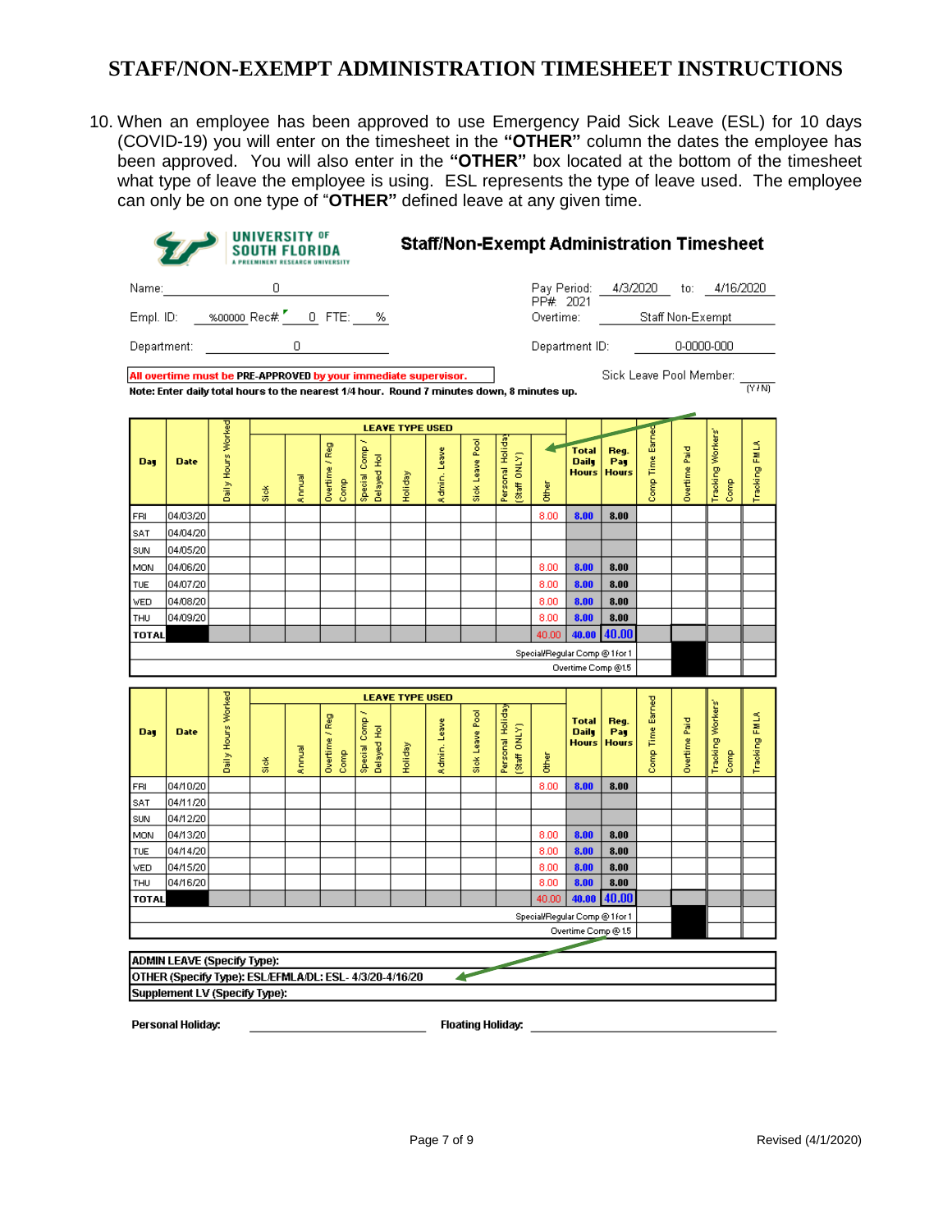# STAFF/NON-EXEMPT ADMINISTRATION TIMESHEET INSTRUCTIONS

10. When an employee has been approved to use Emergency Paid Sick Leave (ESL) for 10 days (COVID-19) you will enter on the timesheet in the **"OTHER"** column the dates the employee has been approved. You will also enter in the **"OTHER"** box located at the bottom of the timesheet what type of leave the employee is using. ESL represents the type of leave used. The employee can only be on one type of "**OTHER"** defined leave at any given time.

UNIVERSITY OF SOUTH FLORIDA
A PREEMINENT RESEARCH UNIVERSITY

**Staff/Non-Exempt Administration Timesheet**

Name: 0

Empl. ID: %00000 Rec#: 0 FTE: %

Department: 0

Pay Period: 4/3/2020 to: 4/16/2020
PP# 2021

Overtime: Staff Non-Exempt

Department ID: 0-0000-000

Sick Leave Pool Member: (Y/N)

**All overtime must be PRE-APPROVED by your immediate supervisor.**

**Note: Enter daily total hours to the nearest 1/4 hour. Round 7 minutes down, 8 minutes up.**

| Day | Date | Daily Hours Worked | LEAVE TYPE USED | | | | | | | | | | Total Daily Hours | Reg. Pay Hours | Comp Time Earned | Overtime Paid | Tracking Workers' Comp | Tracking FMLA |
|---|---|---|---|---|---|---|---|---|---|---|---|---|---|---|---|---|---|---|
| | | | Sick | Annual | Overtime / Reg Comp | Special Comp / Delayed Hol | Holiday | Admin. Leave | Sick Leave Pool | Personal Holiday (Staff ONLY) | Other | | | | | | | |
| FRI | 04/03/20 | | | | | | | | | | 8.00 | | 8.00 | 8.00 | | | | |
| SAT | 04/04/20 | | | | | | | | | | | | | | | | | |
| SUN | 04/05/20 | | | | | | | | | | | | | | | | | |
| MON | 04/06/20 | | | | | | | | | | 8.00 | | 8.00 | 8.00 | | | | |
| TUE | 04/07/20 | | | | | | | | | | 8.00 | | 8.00 | 8.00 | | | | |
| WED | 04/08/20 | | | | | | | | | | 8.00 | | 8.00 | 8.00 | | | | |
| THU | 04/09/20 | | | | | | | | | | 8.00 | | 8.00 | 8.00 | | | | |
| TOTAL | | | | | | | | | | | 40.00 | | 40.00 | 40.00 | | | | |
| | | | | | | | | | | | | | | Special/Regular Comp @ 1 for 1 | | | | |
| | | | | | | | | | | | | | | Overtime Comp @1.5 | | | | |

| Day | Date | Daily Hours Worked | LEAVE TYPE USED | | | | | | | | | Total Daily Hours | Reg. Pay Hours | Comp Time Earned | Overtime Paid | Tracking Workers' Comp | Tracking FMLA |
|---|---|---|---|---|---|---|---|---|---|---|---|---|---|---|---|---|---|
| | | | Sick | Annual | Overtime / Reg Comp | Special Comp / Delayed Hol | Holiday | Admin. Leave | Sick Leave Pool | Personal Holiday (Staff ONLY) | Other | | | | | | |
| FRI | 04/10/20 | | | | | | | | | | 8.00 | 8.00 | 8.00 | | | | |
| SAT | 04/11/20 | | | | | | | | | | | | | | | | |
| SUN | 04/12/20 | | | | | | | | | | | | | | | | |
| MON | 04/13/20 | | | | | | | | | | 8.00 | 8.00 | 8.00 | | | | |
| TUE | 04/14/20 | | | | | | | | | | 8.00 | 8.00 | 8.00 | | | | |
| WED | 04/15/20 | | | | | | | | | | 8.00 | 8.00 | 8.00 | | | | |
| THU | 04/16/20 | | | | | | | | | | 8.00 | 8.00 | 8.00 | | | | |
| TOTAL | | | | | | | | | | | 40.00 | 40.00 | 40.00 | | | | |
| | | | | | | | | | | | | | Special/Regular Comp @ 1 for 1 | | | | |
| | | | | | | | | | | | | | Overtime Comp @ 1.5 | | | | |

**ADMIN LEAVE (Specify Type):**

**OTHER (Specify Type): ESL/EFMLA/DL: ESL- 4/3/20-4/16/20**

**Supplement LV (Specify Type):**

**Personal Holiday:** ______________ **Floating Holiday:** ______________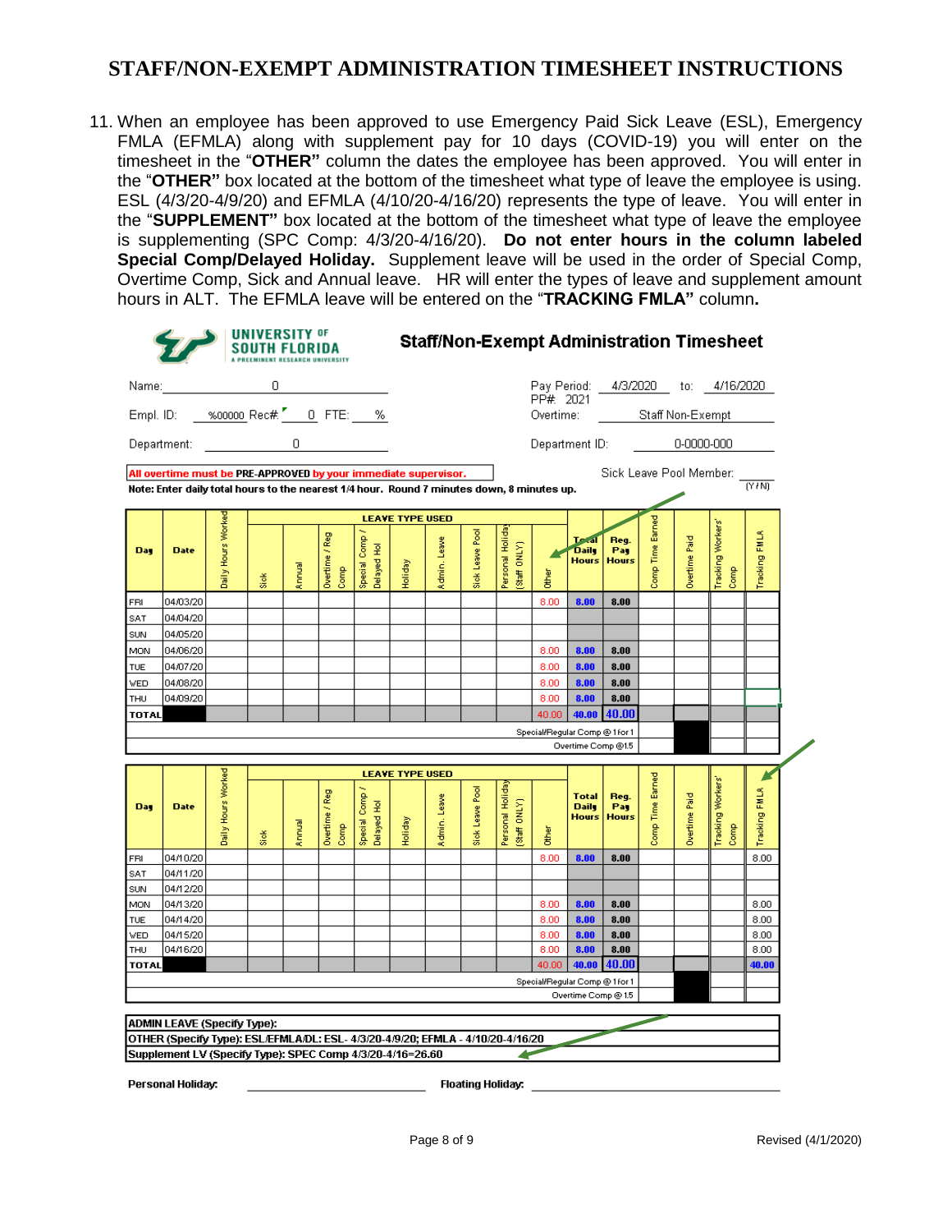# STAFF/NON-EXEMPT ADMINISTRATION TIMESHEET INSTRUCTIONS

11. When an employee has been approved to use Emergency Paid Sick Leave (ESL), Emergency FMLA (EFMLA) along with supplement pay for 10 days (COVID-19) you will enter on the timesheet in the "**OTHER"** column the dates the employee has been approved. You will enter in the "**OTHER"** box located at the bottom of the timesheet what type of leave the employee is using. ESL (4/3/20-4/9/20) and EFMLA (4/10/20-4/16/20) represents the type of leave. You will enter in the "**SUPPLEMENT"** box located at the bottom of the timesheet what type of leave the employee is supplementing (SPC Comp: 4/3/20-4/16/20). **Do not enter hours in the column labeled Special Comp/Delayed Holiday.** Supplement leave will be used in the order of Special Comp, Overtime Comp, Sick and Annual leave. HR will enter the types of leave and supplement amount hours in ALT. The EFMLA leave will be entered on the "**TRACKING FMLA"** column**.**

UNIVERSITY OF SOUTH FLORIDA
A PREEMINENT RESEARCH UNIVERSITY

**Staff/Non-Exempt Administration Timesheet**

Name: 0

Empl. ID: %00000 Rec#: 0 FTE: %

Department: 0

Pay Period: 4/3/2020 to: 4/16/2020
PP#. 2021

Overtime: Staff Non-Exempt

Department ID: 0-0000-000

All overtime must be PRE-APPROVED by your immediate supervisor.

Sick Leave Pool Member: (Y / N)

**Note: Enter daily total hours to the nearest 1/4 hour. Round 7 minutes down, 8 minutes up.**

| Day | Date | Daily Hours Worked | Sick | Annual | Overtime / Reg Comp | Special Comp / Delayed Hol | Holiday | Admin. Leave | Sick Leave Pool | Personal Holiday (Staff ONLY) | Other | Total Daily Hours | Reg. Pay Hours | Comp Time Earned | Overtime Paid | Tracking Workers' Comp | Tracking FMLA |
|---|---|---|---|---|---|---|---|---|---|---|---|---|---|---|---|---|---|
| FRI | 04/03/20 | | | | | | | | | | 8.00 | 8.00 | 8.00 | | | | |
| SAT | 04/04/20 | | | | | | | | | | | | | | | | |
| SUN | 04/05/20 | | | | | | | | | | | | | | | | |
| MON | 04/06/20 | | | | | | | | | | 8.00 | 8.00 | 8.00 | | | | |
| TUE | 04/07/20 | | | | | | | | | | 8.00 | 8.00 | 8.00 | | | | |
| WED | 04/08/20 | | | | | | | | | | 8.00 | 8.00 | 8.00 | | | | |
| THU | 04/09/20 | | | | | | | | | | 8.00 | 8.00 | 8.00 | | | | |
| TOTAL | | | | | | | | | | | 40.00 | 40.00 | 40.00 | | | | |
| | | | | | | | | | | | | | Special/Regular Comp @ 1 for 1 | | | | |
| | | | | | | | | | | | | | Overtime Comp @1.5 | | | | |

| Day | Date | Daily Hours Worked | Sick | Annual | Overtime / Reg Comp | Special Comp / Delayed Hol | Holiday | Admin. Leave | Sick Leave Pool | Personal Holiday (Staff ONLY) | Other | Total Daily Hours | Reg. Pay Hours | Comp Time Earned | Overtime Paid | Tracking Workers' Comp | Tracking FMLA |
|---|---|---|---|---|---|---|---|---|---|---|---|---|---|---|---|---|---|
| FRI | 04/10/20 | | | | | | | | | | 8.00 | 8.00 | 8.00 | | | | 8.00 |
| SAT | 04/11/20 | | | | | | | | | | | | | | | | |
| SUN | 04/12/20 | | | | | | | | | | | | | | | | |
| MON | 04/13/20 | | | | | | | | | | 8.00 | 8.00 | 8.00 | | | | 8.00 |
| TUE | 04/14/20 | | | | | | | | | | 8.00 | 8.00 | 8.00 | | | | 8.00 |
| WED | 04/15/20 | | | | | | | | | | 8.00 | 8.00 | 8.00 | | | | 8.00 |
| THU | 04/16/20 | | | | | | | | | | 8.00 | 8.00 | 8.00 | | | | 8.00 |
| TOTAL | | | | | | | | | | | 40.00 | 40.00 | 40.00 | | | | 40.00 |
| | | | | | | | | | | | | | Special/Regular Comp @ 1 for 1 | | | | |
| | | | | | | | | | | | | | Overtime Comp @ 1.5 | | | | |

**ADMIN LEAVE (Specify Type):**
**OTHER (Specify Type): ESL/EFMLA/DL: ESL- 4/3/20-4/9/20; EFMLA - 4/10/20-4/16/20**
**Supplement LV (Specify Type): SPEC Comp 4/3/20-4/16=26.60**

**Personal Holiday:** ____________ **Floating Holiday:** ____________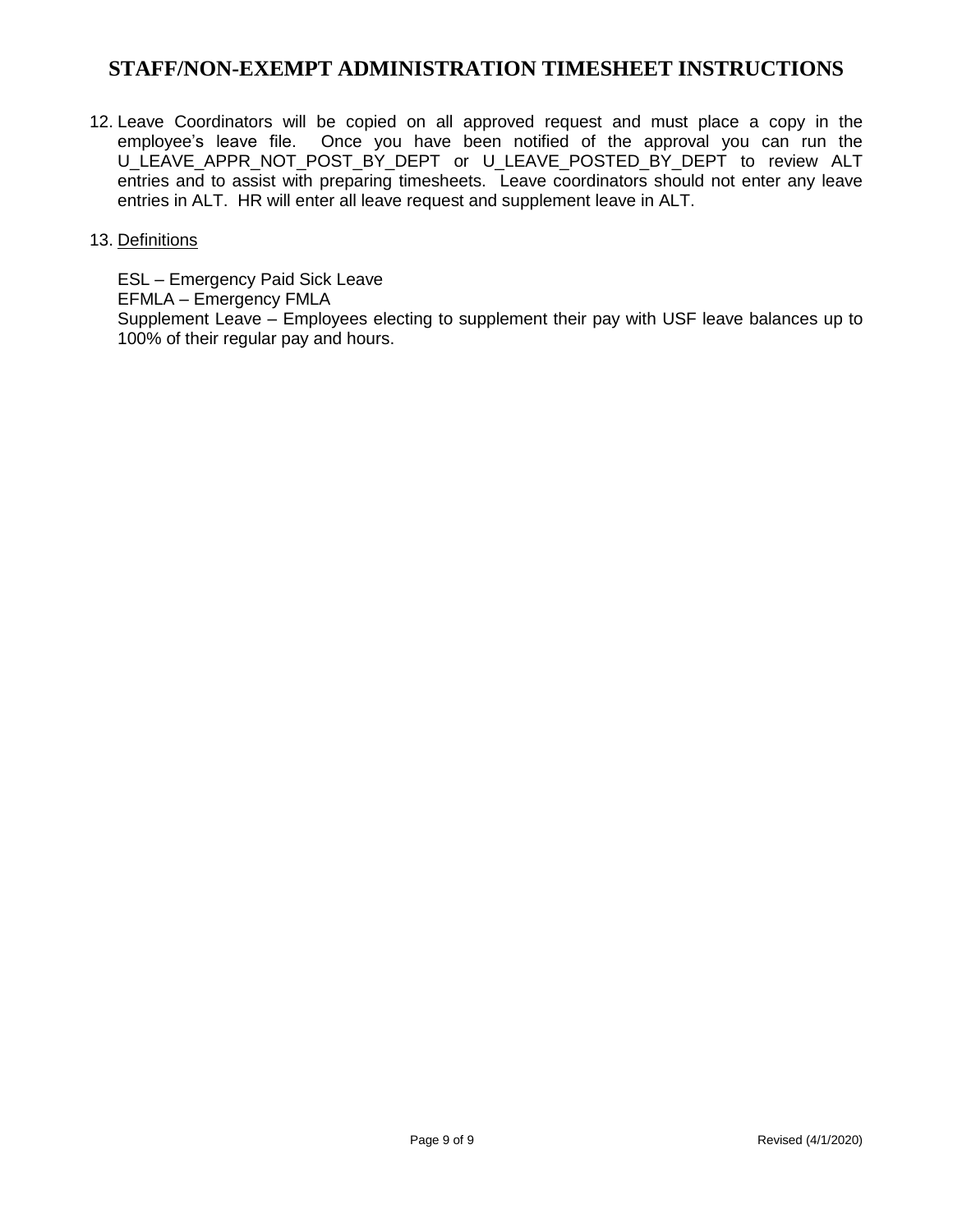# STAFF/NON-EXEMPT ADMINISTRATION TIMESHEET INSTRUCTIONS

12. Leave Coordinators will be copied on all approved request and must place a copy in the employee's leave file. Once you have been notified of the approval you can run the U_LEAVE_APPR_NOT_POST_BY_DEPT or U_LEAVE_POSTED_BY_DEPT to review ALT entries and to assist with preparing timesheets. Leave coordinators should not enter any leave entries in ALT. HR will enter all leave request and supplement leave in ALT.

13. <u>Definitions</u>

    ESL – Emergency Paid Sick Leave
    EFMLA – Emergency FMLA
    Supplement Leave – Employees electing to supplement their pay with USF leave balances up to 100% of their regular pay and hours.

Revised (4/1/2020)